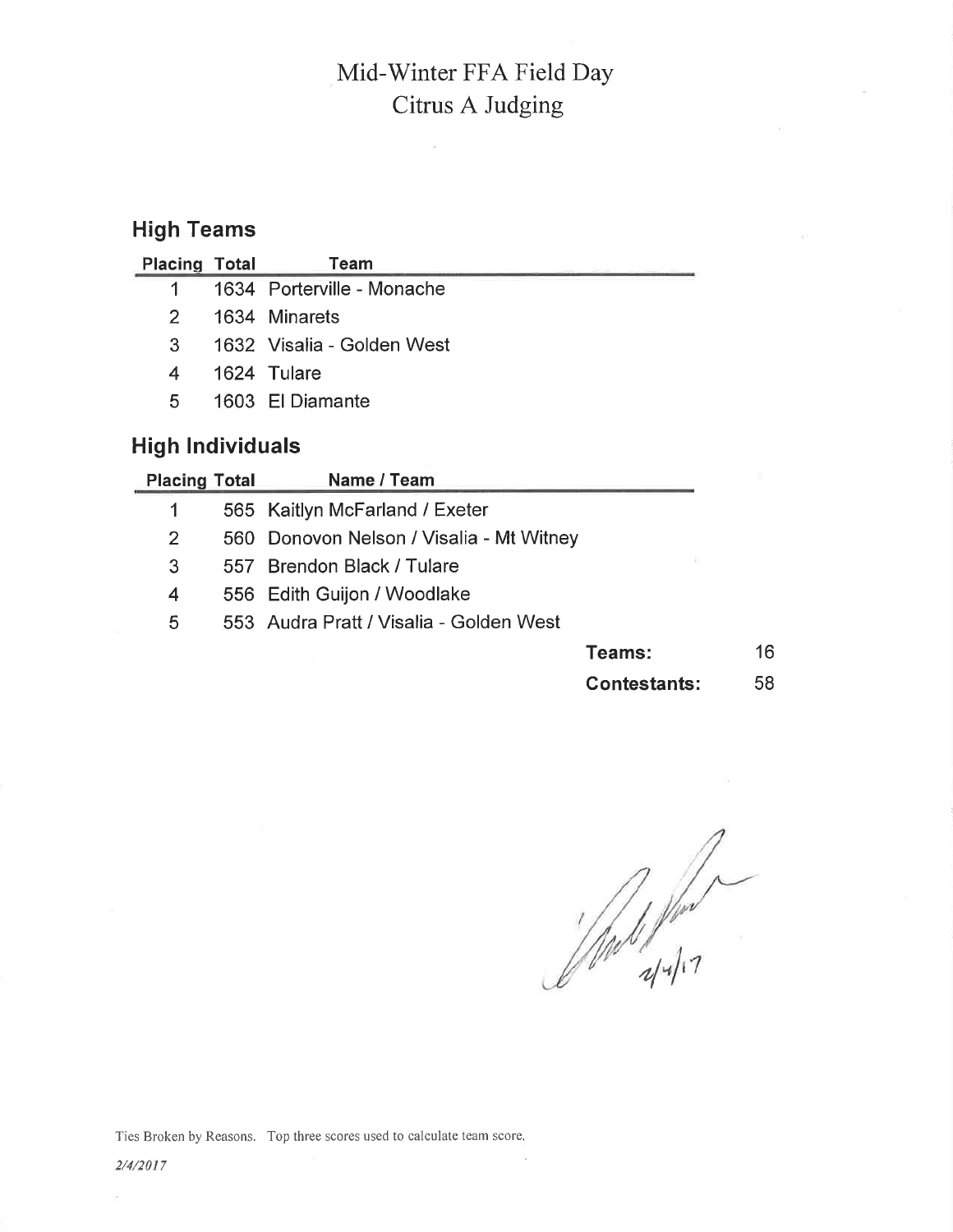# Mid-Winter FFA Field Day
## Citrus A Judging

### High Teams

| Placing | Total | Team |
|---|---|---|
| 1 | 1634 | Porterville - Monache |
| 2 | 1634 | Minarets |
| 3 | 1632 | Visalia - Golden West |
| 4 | 1624 | Tulare |
| 5 | 1603 | El Diamante |

### High Individuals

| Placing | Total | Name / Team |
|---|---|---|
| 1 | 565 | Kaitlyn McFarland / Exeter |
| 2 | 560 | Donovon Nelson / Visalia - Mt Witney |
| 3 | 557 | Brendon Black / Tulare |
| 4 | 556 | Edith Guijon / Woodlake |
| 5 | 553 | Audra Pratt / Visalia - Golden West |

**Teams:** 16

**Contestants:** 58

2/4/17

Ties Broken by Reasons. Top three scores used to calculate team score.

*2/4/2017*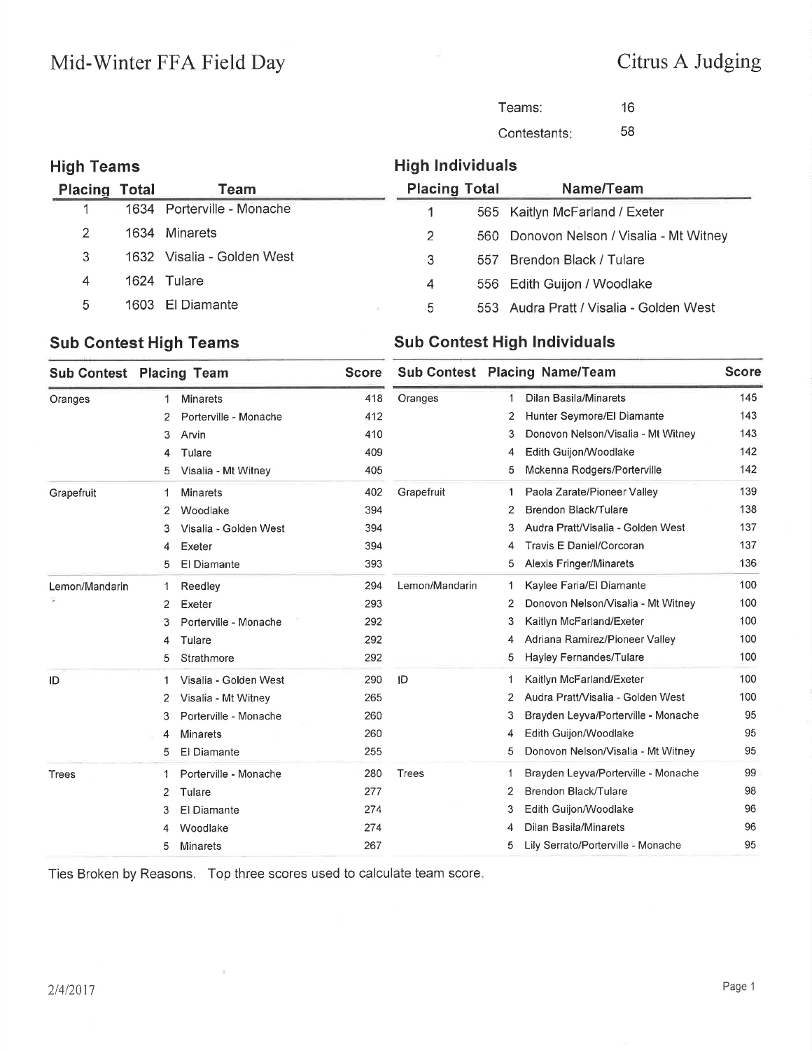# Mid-Winter FFA Field Day

## Citrus A Judging

Teams: 16

Contestants: 58

### High Teams

| Placing | Total | Team |
|---|---|---|
| 1 | 1634 | Porterville - Monache |
| 2 | 1634 | Minarets |
| 3 | 1632 | Visalia - Golden West |
| 4 | 1624 | Tulare |
| 5 | 1603 | El Diamante |

### High Individuals

| Placing | Total | Name/Team |
|---|---|---|
| 1 | 565 | Kaitlyn McFarland / Exeter |
| 2 | 560 | Donovon Nelson / Visalia - Mt Witney |
| 3 | 557 | Brendon Black / Tulare |
| 4 | 556 | Edith Guijon / Woodlake |
| 5 | 553 | Audra Pratt / Visalia - Golden West |

### Sub Contest High Teams

| Sub Contest | Placing | Team | Score |
|---|---|---|---|
| Oranges | 1 | Minarets | 418 |
| | 2 | Porterville - Monache | 412 |
| | 3 | Arvin | 410 |
| | 4 | Tulare | 409 |
| | 5 | Visalia - Mt Witney | 405 |
| Grapefruit | 1 | Minarets | 402 |
| | 2 | Woodlake | 394 |
| | 3 | Visalia - Golden West | 394 |
| | 4 | Exeter | 394 |
| | 5 | El Diamante | 393 |
| Lemon/Mandarin | 1 | Reedley | 294 |
| | 2 | Exeter | 293 |
| | 3 | Porterville - Monache | 292 |
| | 4 | Tulare | 292 |
| | 5 | Strathmore | 292 |
| ID | 1 | Visalia - Golden West | 290 |
| | 2 | Visalia - Mt Witney | 265 |
| | 3 | Porterville - Monache | 260 |
| | 4 | Minarets | 260 |
| | 5 | El Diamante | 255 |
| Trees | 1 | Porterville - Monache | 280 |
| | 2 | Tulare | 277 |
| | 3 | El Diamante | 274 |
| | 4 | Woodlake | 274 |
| | 5 | Minarets | 267 |

### Sub Contest High Individuals

| Sub Contest | Placing | Name/Team | Score |
|---|---|---|---|
| Oranges | 1 | Dilan Basila/Minarets | 145 |
| | 2 | Hunter Seymore/El Diamante | 143 |
| | 3 | Donovon Nelson/Visalia - Mt Witney | 143 |
| | 4 | Edith Guijon/Woodlake | 142 |
| | 5 | Mckenna Rodgers/Porterville | 142 |
| Grapefruit | 1 | Paola Zarate/Pioneer Valley | 139 |
| | 2 | Brendon Black/Tulare | 138 |
| | 3 | Audra Pratt/Visalia - Golden West | 137 |
| | 4 | Travis E Daniel/Corcoran | 137 |
| | 5 | Alexis Fringer/Minarets | 136 |
| Lemon/Mandarin | 1 | Kaylee Faria/El Diamante | 100 |
| | 2 | Donovon Nelson/Visalia - Mt Witney | 100 |
| | 3 | Kaitlyn McFarland/Exeter | 100 |
| | 4 | Adriana Ramirez/Pioneer Valley | 100 |
| | 5 | Hayley Fernandes/Tulare | 100 |
| ID | 1 | Kaitlyn McFarland/Exeter | 100 |
| | 2 | Audra Pratt/Visalia - Golden West | 100 |
| | 3 | Brayden Leyva/Porterville - Monache | 95 |
| | 4 | Edith Guijon/Woodlake | 95 |
| | 5 | Donovon Nelson/Visalia - Mt Witney | 95 |
| Trees | 1 | Brayden Leyva/Porterville - Monache | 99 |
| | 2 | Brendon Black/Tulare | 98 |
| | 3 | Edith Guijon/Woodlake | 96 |
| | 4 | Dilan Basila/Minarets | 96 |
| | 5 | Lily Serrato/Porterville - Monache | 95 |

Ties Broken by Reasons. Top three scores used to calculate team score.

2/4/2017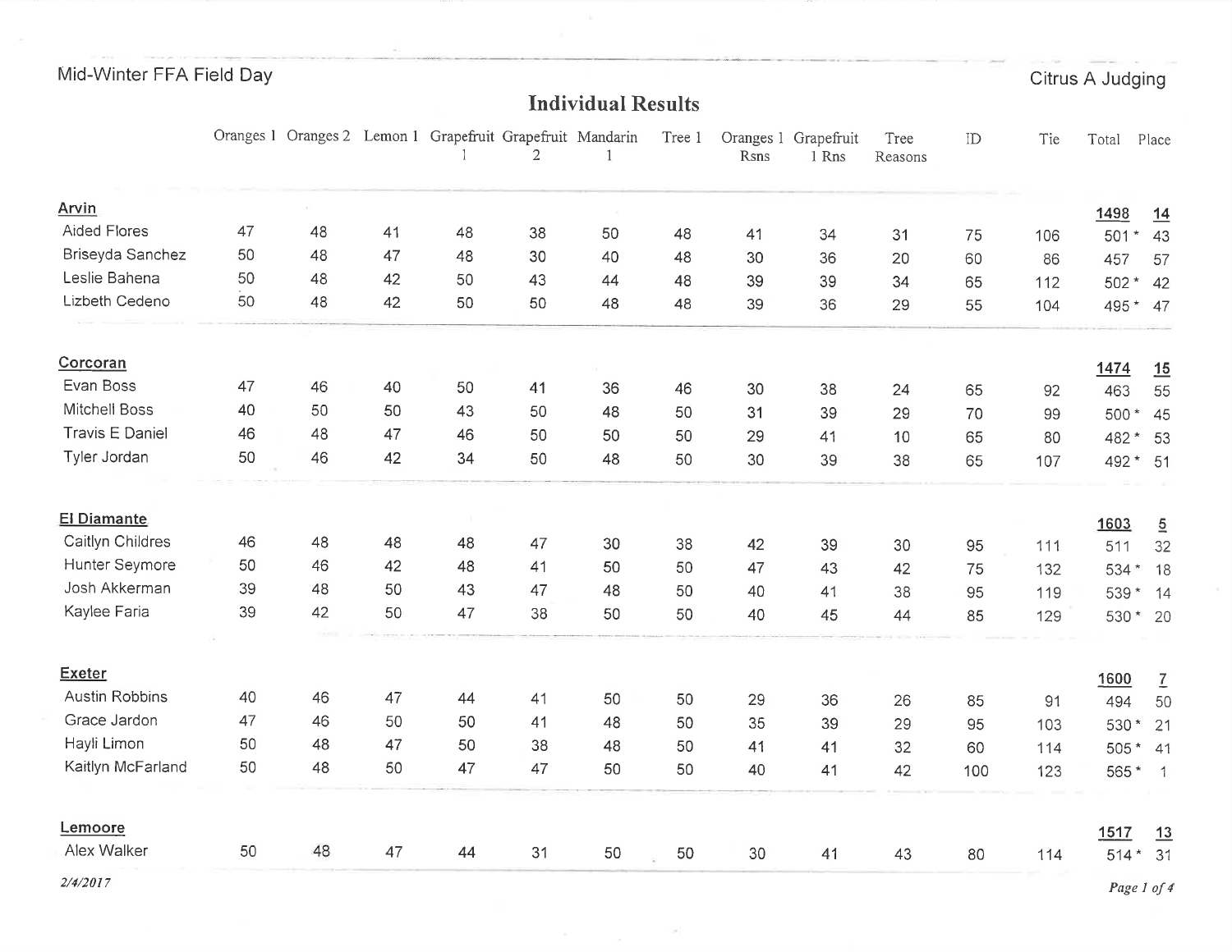Mid-Winter FFA Field Day

Citrus A Judging

## Individual Results

| | Oranges 1 | Oranges 2 | Lemon 1 | Grapefruit 1 | Grapefruit 2 | Mandarin 1 | Tree 1 | Oranges 1 Rsns | Grapefruit 1 Rns | Tree Reasons | ID | Tie | Total | Place |
|---|---|---|---|---|---|---|---|---|---|---|---|---|---|---|
| **Arvin** | | | | | | | | | | | | | **1498** | **14** |
| Aided Flores | 47 | 48 | 41 | 48 | 38 | 50 | 48 | 41 | 34 | 31 | 75 | 106 | 501 * | 43 |
| Briseyda Sanchez | 50 | 48 | 47 | 48 | 30 | 40 | 48 | 30 | 36 | 20 | 60 | 86 | 457 | 57 |
| Leslie Bahena | 50 | 48 | 42 | 50 | 43 | 44 | 48 | 39 | 39 | 34 | 65 | 112 | 502 * | 42 |
| Lizbeth Cedeno | 50 | 48 | 42 | 50 | 50 | 48 | 48 | 39 | 36 | 29 | 55 | 104 | 495 * | 47 |
| **Corcoran** | | | | | | | | | | | | | **1474** | **15** |
| Evan Boss | 47 | 46 | 40 | 50 | 41 | 36 | 46 | 30 | 38 | 24 | 65 | 92 | 463 | 55 |
| Mitchell Boss | 40 | 50 | 50 | 43 | 50 | 48 | 50 | 31 | 39 | 29 | 70 | 99 | 500 * | 45 |
| Travis E Daniel | 46 | 48 | 47 | 46 | 50 | 50 | 50 | 29 | 41 | 10 | 65 | 80 | 482 * | 53 |
| Tyler Jordan | 50 | 46 | 42 | 34 | 50 | 48 | 50 | 30 | 39 | 38 | 65 | 107 | 492 * | 51 |
| **El Diamante** | | | | | | | | | | | | | **1603** | **5** |
| Caitlyn Childres | 46 | 48 | 48 | 48 | 47 | 30 | 38 | 42 | 39 | 30 | 95 | 111 | 511 | 32 |
| Hunter Seymore | 50 | 46 | 42 | 48 | 41 | 50 | 50 | 47 | 43 | 42 | 75 | 132 | 534 * | 18 |
| Josh Akkerman | 39 | 48 | 50 | 43 | 47 | 48 | 50 | 40 | 41 | 38 | 95 | 119 | 539 * | 14 |
| Kaylee Faria | 39 | 42 | 50 | 47 | 38 | 50 | 50 | 40 | 45 | 44 | 85 | 129 | 530 * | 20 |
| **Exeter** | | | | | | | | | | | | | **1600** | **7** |
| Austin Robbins | 40 | 46 | 47 | 44 | 41 | 50 | 50 | 29 | 36 | 26 | 85 | 91 | 494 | 50 |
| Grace Jardon | 47 | 46 | 50 | 50 | 41 | 48 | 50 | 35 | 39 | 29 | 95 | 103 | 530 * | 21 |
| Hayli Limon | 50 | 48 | 47 | 50 | 38 | 48 | 50 | 41 | 41 | 32 | 60 | 114 | 505 * | 41 |
| Kaitlyn McFarland | 50 | 48 | 50 | 47 | 47 | 50 | 50 | 40 | 41 | 42 | 100 | 123 | 565 * | 1 |
| **Lemoore** | | | | | | | | | | | | | **1517** | **13** |
| Alex Walker | 50 | 48 | 47 | 44 | 31 | 50 | 50 | 30 | 41 | 43 | 80 | 114 | 514 * | 31 |

*2/4/2017*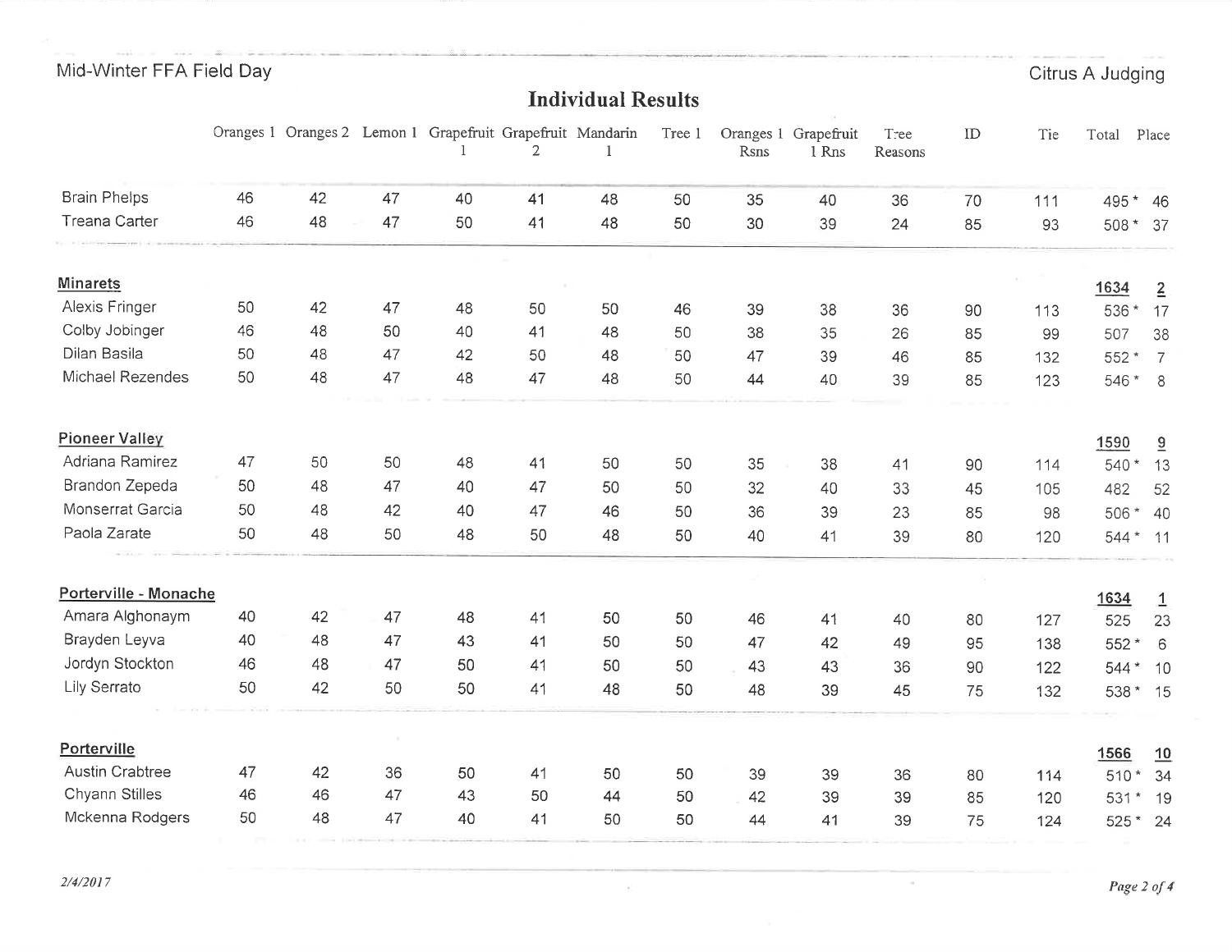Mid-Winter FFA Field Day — Citrus A Judging

# Individual Results

| | Oranges 1 | Oranges 2 | Lemon 1 | Grapefruit 1 | Grapefruit 2 | Mandarin 1 | Tree 1 | Oranges 1 Rsns | Grapefruit 1 Rns | Tree Reasons | ID | Tie | Total | Place |
|---|---|---|---|---|---|---|---|---|---|---|---|---|---|---|
| Brain Phelps | 46 | 42 | 47 | 40 | 41 | 48 | 50 | 35 | 40 | 36 | 70 | 111 | 495 * | 46 |
| Treana Carter | 46 | 48 | 47 | 50 | 41 | 48 | 50 | 30 | 39 | 24 | 85 | 93 | 508 * | 37 |
| **Minarets** | | | | | | | | | | | | | **1634** | **2** |
| Alexis Fringer | 50 | 42 | 47 | 48 | 50 | 50 | 46 | 39 | 38 | 36 | 90 | 113 | 536 * | 17 |
| Colby Jobinger | 46 | 48 | 50 | 40 | 41 | 48 | 50 | 38 | 35 | 26 | 85 | 99 | 507 | 38 |
| Dilan Basila | 50 | 48 | 47 | 42 | 50 | 48 | 50 | 47 | 39 | 46 | 85 | 132 | 552 * | 7 |
| Michael Rezendes | 50 | 48 | 47 | 48 | 47 | 48 | 50 | 44 | 40 | 39 | 85 | 123 | 546 * | 8 |
| **Pioneer Valley** | | | | | | | | | | | | | **1590** | **9** |
| Adriana Ramirez | 47 | 50 | 50 | 48 | 41 | 50 | 50 | 35 | 38 | 41 | 90 | 114 | 540 * | 13 |
| Brandon Zepeda | 50 | 48 | 47 | 40 | 47 | 50 | 50 | 32 | 40 | 33 | 45 | 105 | 482 | 52 |
| Monserrat Garcia | 50 | 48 | 42 | 40 | 47 | 46 | 50 | 36 | 39 | 23 | 85 | 98 | 506 * | 40 |
| Paola Zarate | 50 | 48 | 50 | 48 | 50 | 48 | 50 | 40 | 41 | 39 | 80 | 120 | 544 * | 11 |
| **Porterville - Monache** | | | | | | | | | | | | | **1634** | **1** |
| Amara Alghonaym | 40 | 42 | 47 | 48 | 41 | 50 | 50 | 46 | 41 | 40 | 80 | 127 | 525 | 23 |
| Brayden Leyva | 40 | 48 | 47 | 43 | 41 | 50 | 50 | 47 | 42 | 49 | 95 | 138 | 552 * | 6 |
| Jordyn Stockton | 46 | 48 | 47 | 50 | 41 | 50 | 50 | 43 | 43 | 36 | 90 | 122 | 544 * | 10 |
| Lily Serrato | 50 | 42 | 50 | 50 | 41 | 48 | 50 | 48 | 39 | 45 | 75 | 132 | 538 * | 15 |
| **Porterville** | | | | | | | | | | | | | **1566** | **10** |
| Austin Crabtree | 47 | 42 | 36 | 50 | 41 | 50 | 50 | 39 | 39 | 36 | 80 | 114 | 510 * | 34 |
| Chyann Stilles | 46 | 46 | 47 | 43 | 50 | 44 | 50 | 42 | 39 | 39 | 85 | 120 | 531 * | 19 |
| Mckenna Rodgers | 50 | 48 | 47 | 40 | 41 | 50 | 50 | 44 | 41 | 39 | 75 | 124 | 525 * | 24 |

*2/4/2017*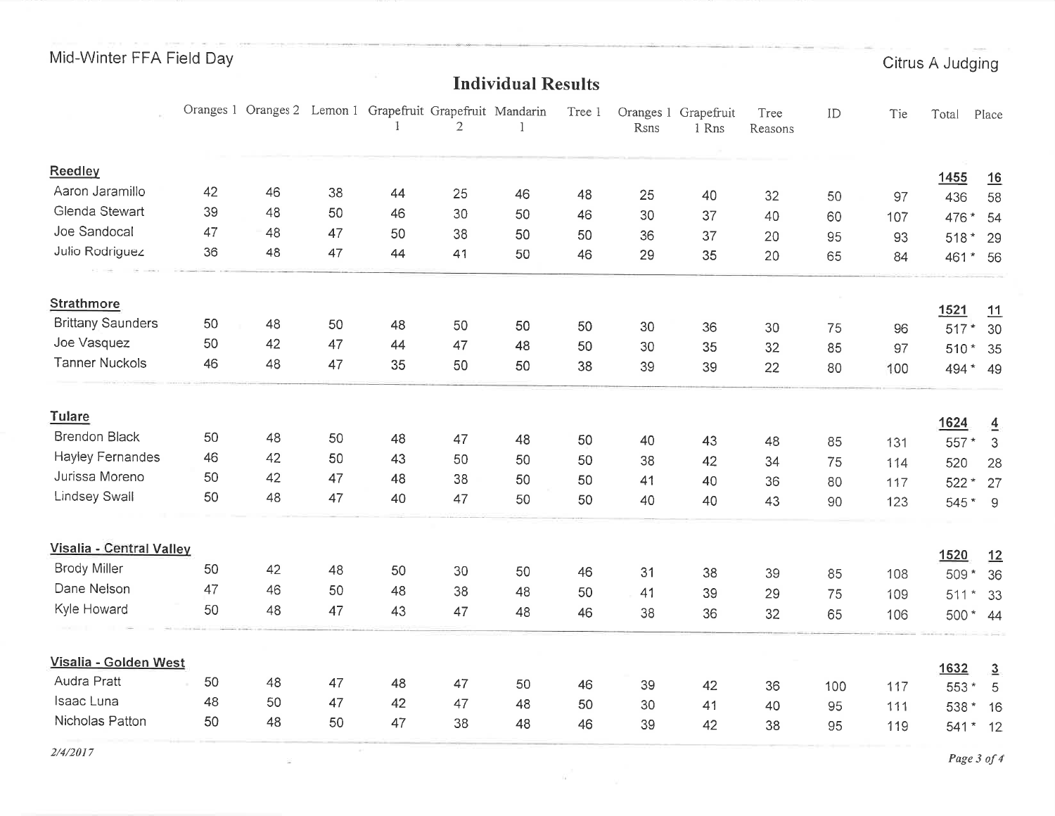Mid-Winter FFA Field Day

Citrus A Judging

## Individual Results

| | Oranges 1 | Oranges 2 | Lemon 1 | Grapefruit 1 | Grapefruit 2 | Mandarin 1 | Tree 1 | Oranges 1 Rsns | Grapefruit 1 Rns | Tree Reasons | ID | Tie | Total | Place |
|---|---|---|---|---|---|---|---|---|---|---|---|---|---|---|
| **Reedley** | | | | | | | | | | | | | **1455** | **16** |
| Aaron Jaramillo | 42 | 46 | 38 | 44 | 25 | 46 | 48 | 25 | 40 | 32 | 50 | 97 | 436 | 58 |
| Glenda Stewart | 39 | 48 | 50 | 46 | 30 | 50 | 46 | 30 | 37 | 40 | 60 | 107 | 476 * | 54 |
| Joe Sandocal | 47 | 48 | 47 | 50 | 38 | 50 | 50 | 36 | 37 | 20 | 95 | 93 | 518 * | 29 |
| Julio Rodriguez | 36 | 48 | 47 | 44 | 41 | 50 | 46 | 29 | 35 | 20 | 65 | 84 | 461 * | 56 |
| **Strathmore** | | | | | | | | | | | | | **1521** | **11** |
| Brittany Saunders | 50 | 48 | 50 | 48 | 50 | 50 | 50 | 30 | 36 | 30 | 75 | 96 | 517 * | 30 |
| Joe Vasquez | 50 | 42 | 47 | 44 | 47 | 48 | 50 | 30 | 35 | 32 | 85 | 97 | 510 * | 35 |
| Tanner Nuckols | 46 | 48 | 47 | 35 | 50 | 50 | 38 | 39 | 39 | 22 | 80 | 100 | 494 * | 49 |
| **Tulare** | | | | | | | | | | | | | **1624** | **4** |
| Brendon Black | 50 | 48 | 50 | 48 | 47 | 48 | 50 | 40 | 43 | 48 | 85 | 131 | 557 * | 3 |
| Hayley Fernandes | 46 | 42 | 50 | 43 | 50 | 50 | 50 | 38 | 42 | 34 | 75 | 114 | 520 | 28 |
| Jurissa Moreno | 50 | 42 | 47 | 48 | 38 | 50 | 50 | 41 | 40 | 36 | 80 | 117 | 522 * | 27 |
| Lindsey Swall | 50 | 48 | 47 | 40 | 47 | 50 | 50 | 40 | 40 | 43 | 90 | 123 | 545 * | 9 |
| **Visalia - Central Valley** | | | | | | | | | | | | | **1520** | **12** |
| Brody Miller | 50 | 42 | 48 | 50 | 30 | 50 | 46 | 31 | 38 | 39 | 85 | 108 | 509 * | 36 |
| Dane Nelson | 47 | 46 | 50 | 48 | 38 | 48 | 50 | 41 | 39 | 29 | 75 | 109 | 511 * | 33 |
| Kyle Howard | 50 | 48 | 47 | 43 | 47 | 48 | 46 | 38 | 36 | 32 | 65 | 106 | 500 * | 44 |
| **Visalia - Golden West** | | | | | | | | | | | | | **1632** | **3** |
| Audra Pratt | 50 | 48 | 47 | 48 | 47 | 50 | 46 | 39 | 42 | 36 | 100 | 117 | 553 * | 5 |
| Isaac Luna | 48 | 50 | 47 | 42 | 47 | 48 | 50 | 30 | 41 | 40 | 95 | 111 | 538 * | 16 |
| Nicholas Patton | 50 | 48 | 50 | 47 | 38 | 48 | 46 | 39 | 42 | 38 | 95 | 119 | 541 * | 12 |

*2/4/2017*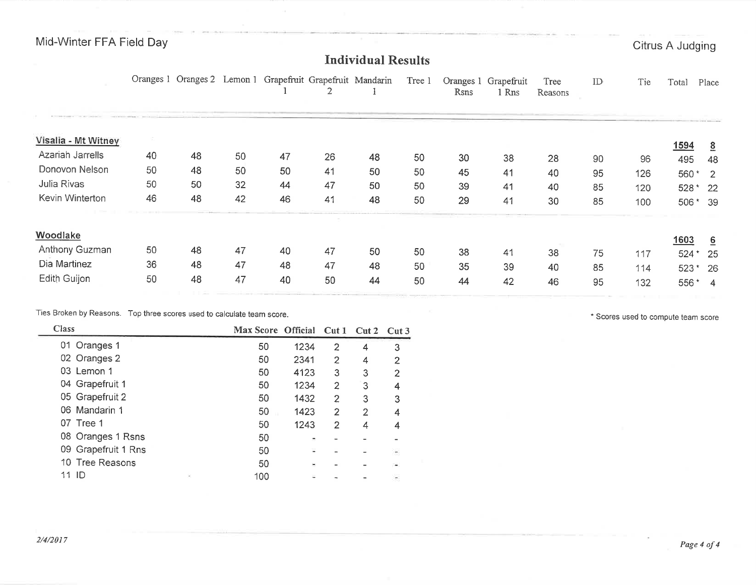Mid-Winter FFA Field Day

Citrus A Judging

## Individual Results

| | Oranges 1 | Oranges 2 | Lemon 1 | Grapefruit 1 | Grapefruit 2 | Mandarin 1 | Tree 1 | Oranges 1 Rsns | Grapefruit 1 Rns | Tree Reasons | ID | Tie | Total | Place |
|---|---|---|---|---|---|---|---|---|---|---|---|---|---|---|
| **Visalia - Mt Witney** | | | | | | | | | | | | | **1594** | **8** |
| Azariah Jarrells | 40 | 48 | 50 | 47 | 26 | 48 | 50 | 30 | 38 | 28 | 90 | 96 | 495 | 48 |
| Donovon Nelson | 50 | 48 | 50 | 50 | 41 | 50 | 50 | 45 | 41 | 40 | 95 | 126 | 560 * | 2 |
| Julia Rivas | 50 | 50 | 32 | 44 | 47 | 50 | 50 | 39 | 41 | 40 | 85 | 120 | 528 * | 22 |
| Kevin Winterton | 46 | 48 | 42 | 46 | 41 | 48 | 50 | 29 | 41 | 30 | 85 | 100 | 506 * | 39 |
| **Woodlake** | | | | | | | | | | | | | **1603** | **6** |
| Anthony Guzman | 50 | 48 | 47 | 40 | 47 | 50 | 50 | 38 | 41 | 38 | 75 | 117 | 524 * | 25 |
| Dia Martinez | 36 | 48 | 47 | 48 | 47 | 48 | 50 | 35 | 39 | 40 | 85 | 114 | 523 * | 26 |
| Edith Guijon | 50 | 48 | 47 | 40 | 50 | 44 | 50 | 44 | 42 | 46 | 95 | 132 | 556 * | 4 |

Ties Broken by Reasons. Top three scores used to calculate team score.

* Scores used to compute team score

| Class | Max Score | Official | Cut 1 | Cut 2 | Cut 3 |
|---|---|---|---|---|---|
| 01 Oranges 1 | 50 | 1234 | 2 | 4 | 3 |
| 02 Oranges 2 | 50 | 2341 | 2 | 4 | 2 |
| 03 Lemon 1 | 50 | 4123 | 3 | 3 | 2 |
| 04 Grapefruit 1 | 50 | 1234 | 2 | 3 | 4 |
| 05 Grapefruit 2 | 50 | 1432 | 2 | 3 | 3 |
| 06 Mandarin 1 | 50 | 1423 | 2 | 2 | 4 |
| 07 Tree 1 | 50 | 1243 | 2 | 4 | 4 |
| 08 Oranges 1 Rsns | 50 | - | - | - | - |
| 09 Grapefruit 1 Rns | 50 | - | - | - | - |
| 10 Tree Reasons | 50 | - | - | - | - |
| 11 ID | 100 | - | - | - | - |

*2/4/2017*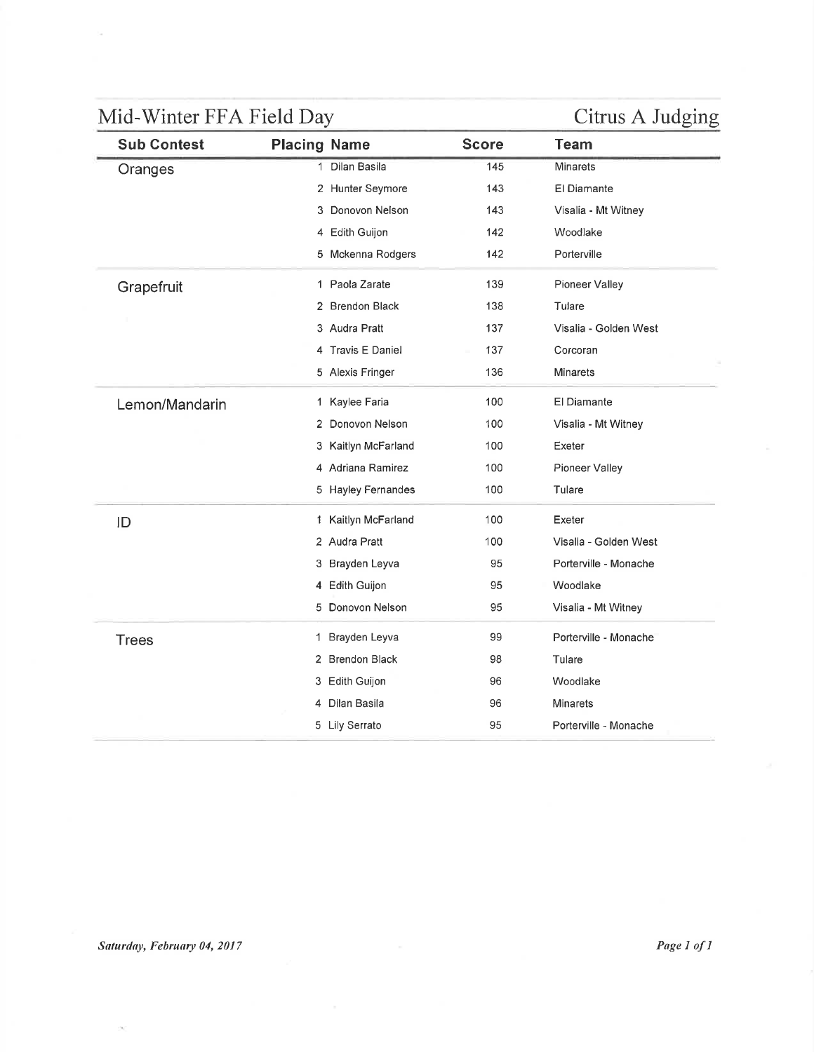# Mid-Winter FFA Field Day

## Citrus A Judging

| Sub Contest | Placing | Name | Score | Team |
|---|---|---|---|---|
| Oranges | 1 | Dilan Basila | 145 | Minarets |
| | 2 | Hunter Seymore | 143 | El Diamante |
| | 3 | Donovon Nelson | 143 | Visalia - Mt Witney |
| | 4 | Edith Guijon | 142 | Woodlake |
| | 5 | Mckenna Rodgers | 142 | Porterville |
| Grapefruit | 1 | Paola Zarate | 139 | Pioneer Valley |
| | 2 | Brendon Black | 138 | Tulare |
| | 3 | Audra Pratt | 137 | Visalia - Golden West |
| | 4 | Travis E Daniel | 137 | Corcoran |
| | 5 | Alexis Fringer | 136 | Minarets |
| Lemon/Mandarin | 1 | Kaylee Faria | 100 | El Diamante |
| | 2 | Donovon Nelson | 100 | Visalia - Mt Witney |
| | 3 | Kaitlyn McFarland | 100 | Exeter |
| | 4 | Adriana Ramirez | 100 | Pioneer Valley |
| | 5 | Hayley Fernandes | 100 | Tulare |
| ID | 1 | Kaitlyn McFarland | 100 | Exeter |
| | 2 | Audra Pratt | 100 | Visalia - Golden West |
| | 3 | Brayden Leyva | 95 | Porterville - Monache |
| | 4 | Edith Guijon | 95 | Woodlake |
| | 5 | Donovon Nelson | 95 | Visalia - Mt Witney |
| Trees | 1 | Brayden Leyva | 99 | Porterville - Monache |
| | 2 | Brendon Black | 98 | Tulare |
| | 3 | Edith Guijon | 96 | Woodlake |
| | 4 | Dilan Basila | 96 | Minarets |
| | 5 | Lily Serrato | 95 | Porterville - Monache |

*Saturday, February 04, 2017*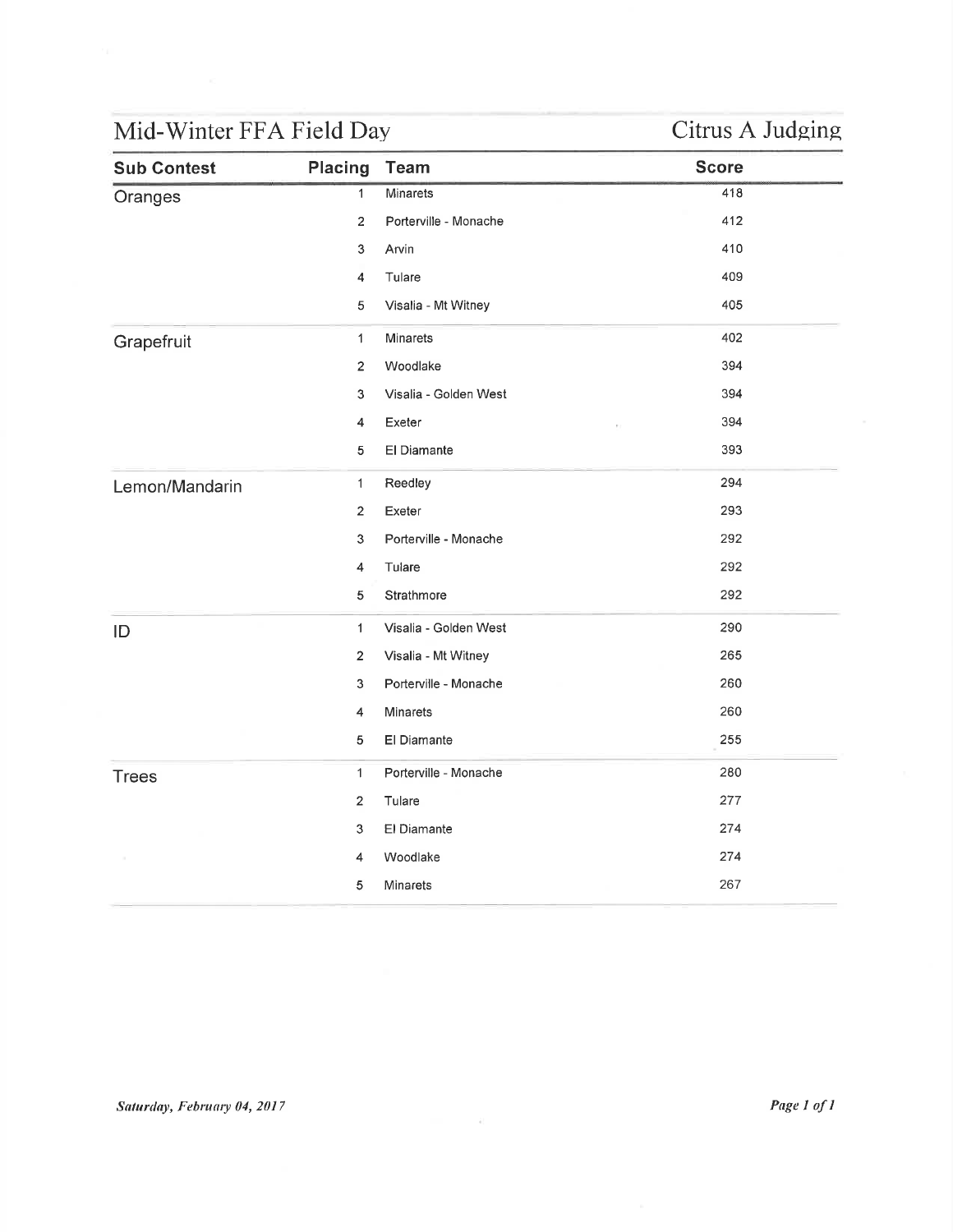# Mid-Winter FFA Field Day

## Citrus A Judging

| Sub Contest | Placing | Team | Score |
|---|---|---|---|
| Oranges | 1 | Minarets | 418 |
| | 2 | Porterville - Monache | 412 |
| | 3 | Arvin | 410 |
| | 4 | Tulare | 409 |
| | 5 | Visalia - Mt Witney | 405 |
| Grapefruit | 1 | Minarets | 402 |
| | 2 | Woodlake | 394 |
| | 3 | Visalia - Golden West | 394 |
| | 4 | Exeter | 394 |
| | 5 | El Diamante | 393 |
| Lemon/Mandarin | 1 | Reedley | 294 |
| | 2 | Exeter | 293 |
| | 3 | Porterville - Monache | 292 |
| | 4 | Tulare | 292 |
| | 5 | Strathmore | 292 |
| ID | 1 | Visalia - Golden West | 290 |
| | 2 | Visalia - Mt Witney | 265 |
| | 3 | Porterville - Monache | 260 |
| | 4 | Minarets | 260 |
| | 5 | El Diamante | 255 |
| Trees | 1 | Porterville - Monache | 280 |
| | 2 | Tulare | 277 |
| | 3 | El Diamante | 274 |
| | 4 | Woodlake | 274 |
| | 5 | Minarets | 267 |

*Saturday, February 04, 2017*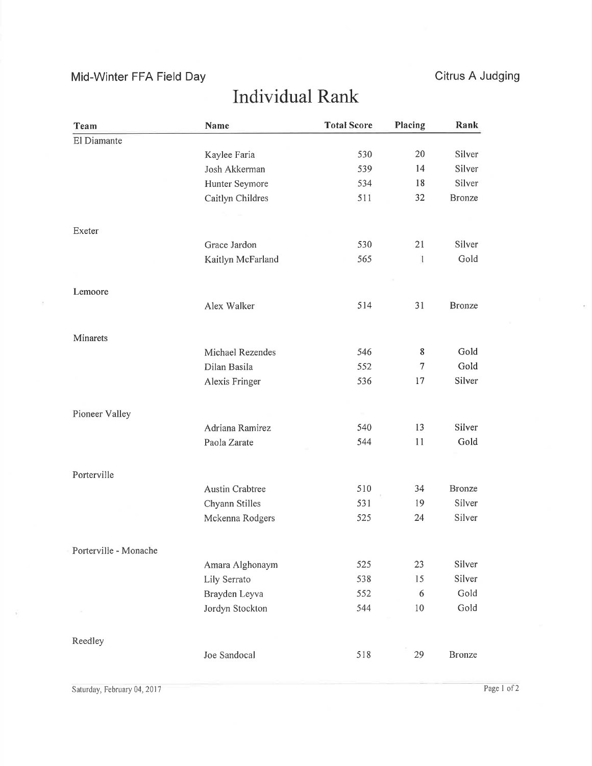Mid-Winter FFA Field Day

Citrus A Judging

# Individual Rank

| Team | Name | Total Score | Placing | Rank |
|---|---|---|---|---|
| El Diamante | | | | |
| | Kaylee Faria | 530 | 20 | Silver |
| | Josh Akkerman | 539 | 14 | Silver |
| | Hunter Seymore | 534 | 18 | Silver |
| | Caitlyn Childres | 511 | 32 | Bronze |
| Exeter | | | | |
| | Grace Jardon | 530 | 21 | Silver |
| | Kaitlyn McFarland | 565 | 1 | Gold |
| Lemoore | | | | |
| | Alex Walker | 514 | 31 | Bronze |
| Minarets | | | | |
| | Michael Rezendes | 546 | 8 | Gold |
| | Dilan Basila | 552 | 7 | Gold |
| | Alexis Fringer | 536 | 17 | Silver |
| Pioneer Valley | | | | |
| | Adriana Ramirez | 540 | 13 | Silver |
| | Paola Zarate | 544 | 11 | Gold |
| Porterville | | | | |
| | Austin Crabtree | 510 | 34 | Bronze |
| | Chyann Stilles | 531 | 19 | Silver |
| | Mckenna Rodgers | 525 | 24 | Silver |
| Porterville - Monache | | | | |
| | Amara Alghonaym | 525 | 23 | Silver |
| | Lily Serrato | 538 | 15 | Silver |
| | Brayden Leyva | 552 | 6 | Gold |
| | Jordyn Stockton | 544 | 10 | Gold |
| Reedley | | | | |
| | Joe Sandocal | 518 | 29 | Bronze |

Saturday, February 04, 2017